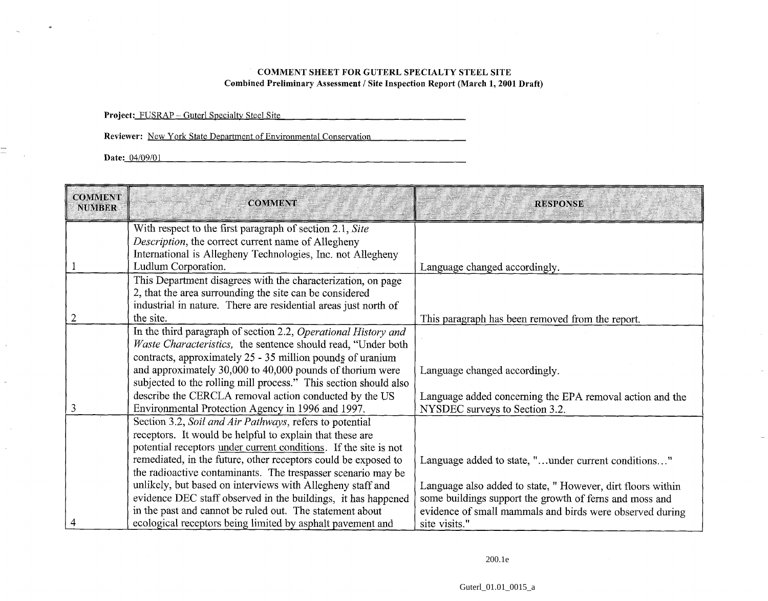**COMMENT SHEET FOR GUTERL SPECIALTY STEEL SITE**
**Combined Preliminary Assessment / Site Inspection Report (March 1, 2001 Draft)**

**Project:** FUSRAP – Guterl Specialty Steel Site

**Reviewer:** New York State Department of Environmental Conservation

**Date:** 04/09/01

| COMMENT NUMBER | COMMENT | RESPONSE |
|---|---|---|
| 1 | With respect to the first paragraph of section 2.1, *Site Description*, the correct current name of Allegheny International is Allegheny Technologies, Inc. not Allegheny Ludlum Corporation. | Language changed accordingly. |
| 2 | This Department disagrees with the characterization, on page 2, that the area surrounding the site can be considered industrial in nature. There are residential areas just north of the site. | This paragraph has been removed from the report. |
| 3 | In the third paragraph of section 2.2, *Operational History and Waste Characteristics,* the sentence should read, "Under both contracts, approximately 25 - 35 million pounds of uranium and approximately 30,000 to 40,000 pounds of thorium were subjected to the rolling mill process." This section should also describe the CERCLA removal action conducted by the US Environmental Protection Agency in 1996 and 1997. | Language changed accordingly.<br><br>Language added concerning the EPA removal action and the NYSDEC surveys to Section 3.2. |
| 4 | Section 3.2, *Soil and Air Pathways,* refers to potential receptors. It would be helpful to explain that these are potential receptors under current conditions. If the site is not remediated, in the future, other receptors could be exposed to the radioactive contaminants. The trespasser scenario may be unlikely, but based on interviews with Allegheny staff and evidence DEC staff observed in the buildings, it has happened in the past and cannot be ruled out. The statement about ecological receptors being limited by asphalt pavement and | Language added to state, "...under current conditions..."<br><br>Language also added to state, " However, dirt floors within some buildings support the growth of ferns and moss and evidence of small mammals and birds were observed during site visits." |

200.1e

Guterl_01.01_0015_a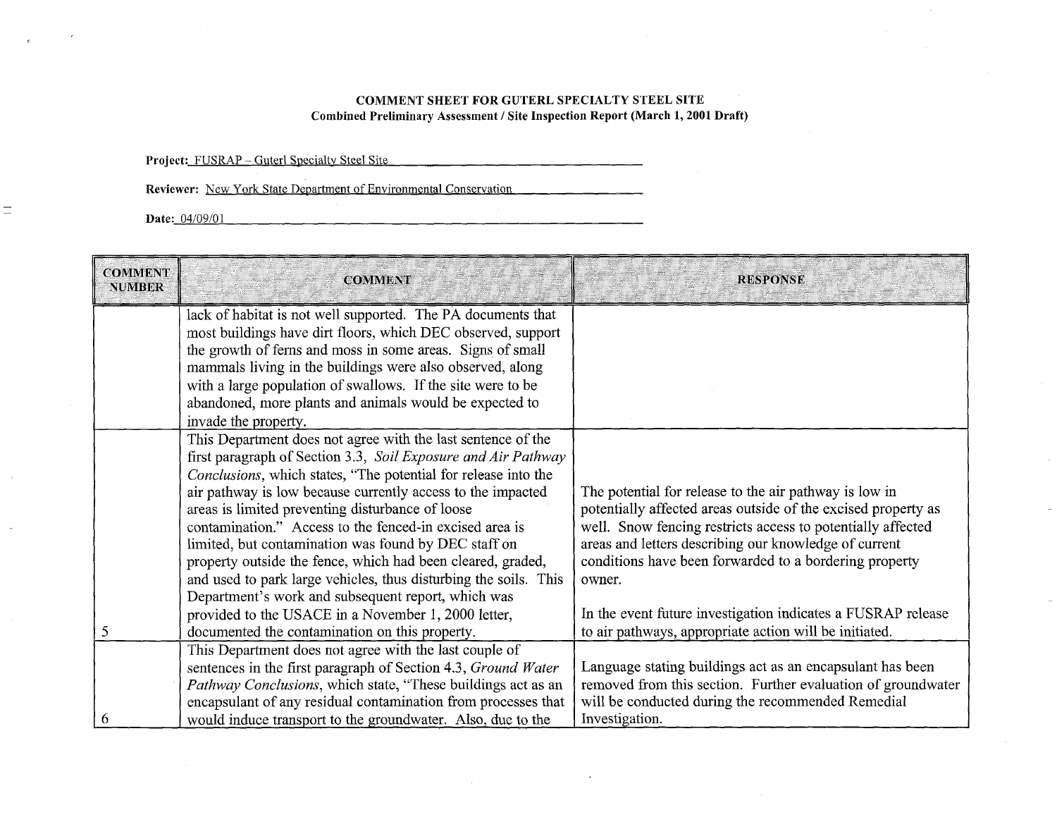**COMMENT SHEET FOR GUTERL SPECIALTY STEEL SITE**
**Combined Preliminary Assessment / Site Inspection Report (March 1, 2001 Draft)**

**Project:** FUSRAP – Guterl Specialty Steel Site

**Reviewer:** New York State Department of Environmental Conservation

**Date:** 04/09/01

| COMMENT NUMBER | COMMENT | RESPONSE |
|---|---|---|
| | lack of habitat is not well supported. The PA documents that most buildings have dirt floors, which DEC observed, support the growth of ferns and moss in some areas. Signs of small mammals living in the buildings were also observed, along with a large population of swallows. If the site were to be abandoned, more plants and animals would be expected to invade the property. | |
| 5 | This Department does not agree with the last sentence of the first paragraph of Section 3.3, *Soil Exposure and Air Pathway Conclusions*, which states, "The potential for release into the air pathway is low because currently access to the impacted areas is limited preventing disturbance of loose contamination." Access to the fenced-in excised area is limited, but contamination was found by DEC staff on property outside the fence, which had been cleared, graded, and used to park large vehicles, thus disturbing the soils. This Department's work and subsequent report, which was provided to the USACE in a November 1, 2000 letter, documented the contamination on this property. | The potential for release to the air pathway is low in potentially affected areas outside of the excised property as well. Snow fencing restricts access to potentially affected areas and letters describing our knowledge of current conditions have been forwarded to a bordering property owner.<br><br>In the event future investigation indicates a FUSRAP release to air pathways, appropriate action will be initiated. |
| 6 | This Department does not agree with the last couple of sentences in the first paragraph of Section 4.3, *Ground Water Pathway Conclusions*, which state, "These buildings act as an encapsulant of any residual contamination from processes that would induce transport to the groundwater. Also, due to the | Language stating buildings act as an encapsulant has been removed from this section. Further evaluation of groundwater will be conducted during the recommended Remedial Investigation. |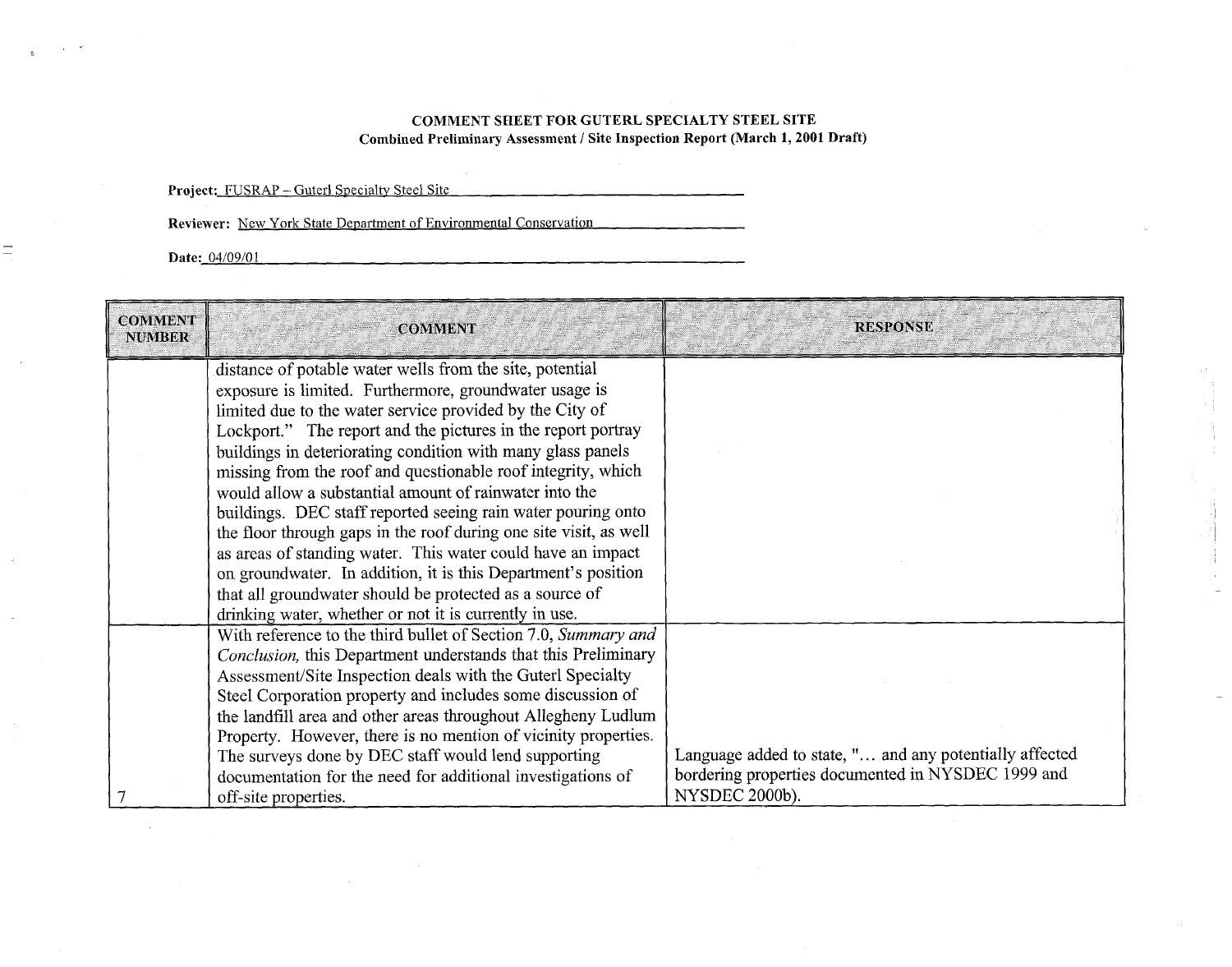**COMMENT SHEET FOR GUTERL SPECIALTY STEEL SITE**
**Combined Preliminary Assessment / Site Inspection Report (March 1, 2001 Draft)**

**Project:** FUSRAP – Guterl Specialty Steel Site

**Reviewer:** New York State Department of Environmental Conservation

**Date:** 04/09/01

| COMMENT NUMBER | COMMENT | RESPONSE |
|---|---|---|
| | distance of potable water wells from the site, potential exposure is limited. Furthermore, groundwater usage is limited due to the water service provided by the City of Lockport." The report and the pictures in the report portray buildings in deteriorating condition with many glass panels missing from the roof and questionable roof integrity, which would allow a substantial amount of rainwater into the buildings. DEC staff reported seeing rain water pouring onto the floor through gaps in the roof during one site visit, as well as areas of standing water. This water could have an impact on groundwater. In addition, it is this Department's position that all groundwater should be protected as a source of drinking water, whether or not it is currently in use. | |
| 7 | With reference to the third bullet of Section 7.0, *Summary and Conclusion,* this Department understands that this Preliminary Assessment/Site Inspection deals with the Guterl Specialty Steel Corporation property and includes some discussion of the landfill area and other areas throughout Allegheny Ludlum Property. However, there is no mention of vicinity properties. The surveys done by DEC staff would lend supporting documentation for the need for additional investigations of off-site properties. | Language added to state, "... and any potentially affected bordering properties documented in NYSDEC 1999 and NYSDEC 2000b). |